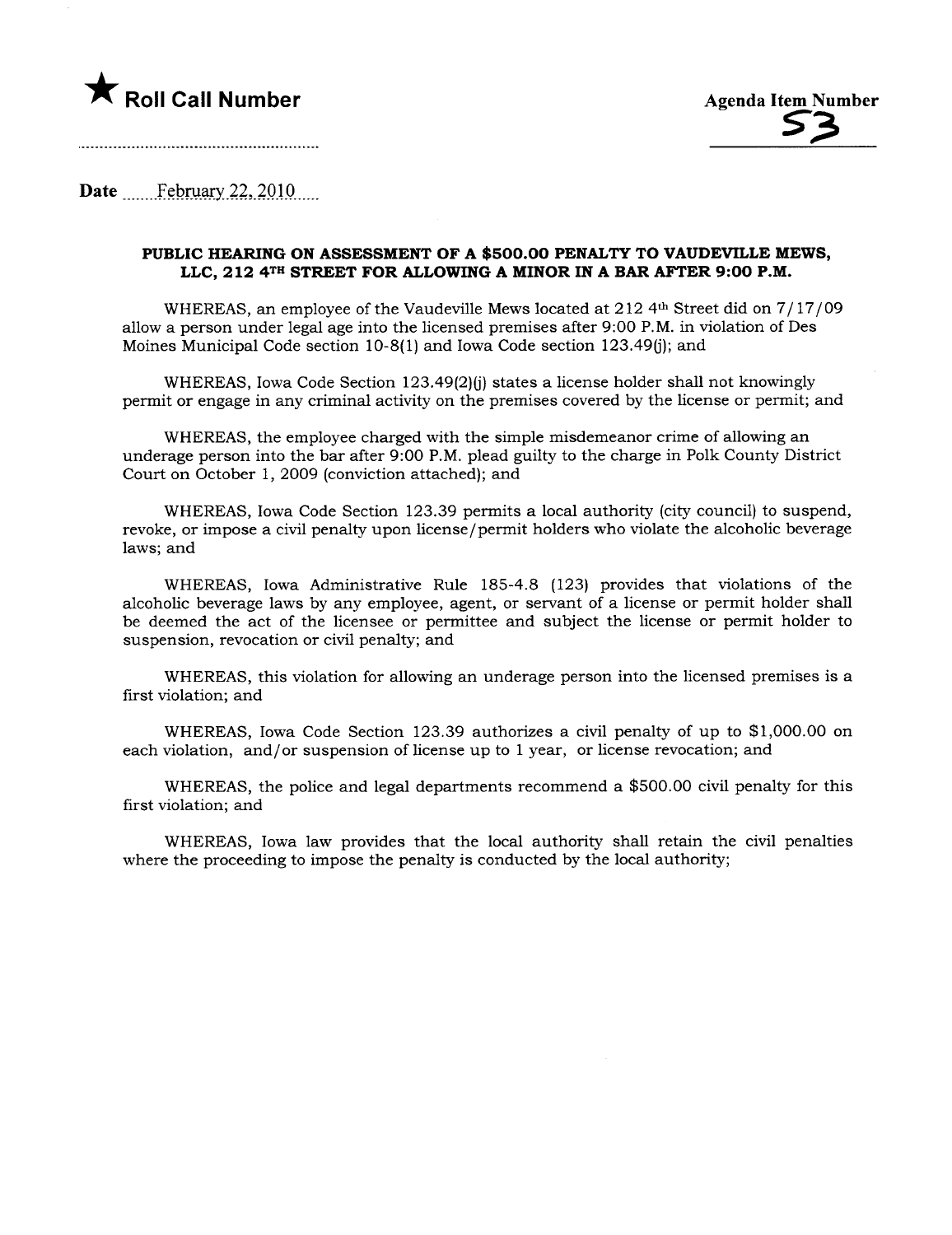★ **Roll Call Number**

Agenda Item Number

53

Date February 22, 2010

**PUBLIC HEARING ON ASSESSMENT OF A $500.00 PENALTY TO VAUDEVILLE MEWS, LLC, 212 4TH STREET FOR ALLOWING A MINOR IN A BAR AFTER 9:00 P.M.**

WHEREAS, an employee of the Vaudeville Mews located at 212 4th Street did on 7/17/09 allow a person under legal age into the licensed premises after 9:00 P.M. in violation of Des Moines Municipal Code section 10-8(1) and Iowa Code section 123.49(j); and

WHEREAS, Iowa Code Section 123.49(2)(j) states a license holder shall not knowingly permit or engage in any criminal activity on the premises covered by the license or permit; and

WHEREAS, the employee charged with the simple misdemeanor crime of allowing an underage person into the bar after 9:00 P.M. plead guilty to the charge in Polk County District Court on October 1, 2009 (conviction attached); and

WHEREAS, Iowa Code Section 123.39 permits a local authority (city council) to suspend, revoke, or impose a civil penalty upon license/permit holders who violate the alcoholic beverage laws; and

WHEREAS, Iowa Administrative Rule 185-4.8 (123) provides that violations of the alcoholic beverage laws by any employee, agent, or servant of a license or permit holder shall be deemed the act of the licensee or permittee and subject the license or permit holder to suspension, revocation or civil penalty; and

WHEREAS, this violation for allowing an underage person into the licensed premises is a first violation; and

WHEREAS, Iowa Code Section 123.39 authorizes a civil penalty of up to $1,000.00 on each violation, and/or suspension of license up to 1 year, or license revocation; and

WHEREAS, the police and legal departments recommend a $500.00 civil penalty for this first violation; and

WHEREAS, Iowa law provides that the local authority shall retain the civil penalties where the proceeding to impose the penalty is conducted by the local authority;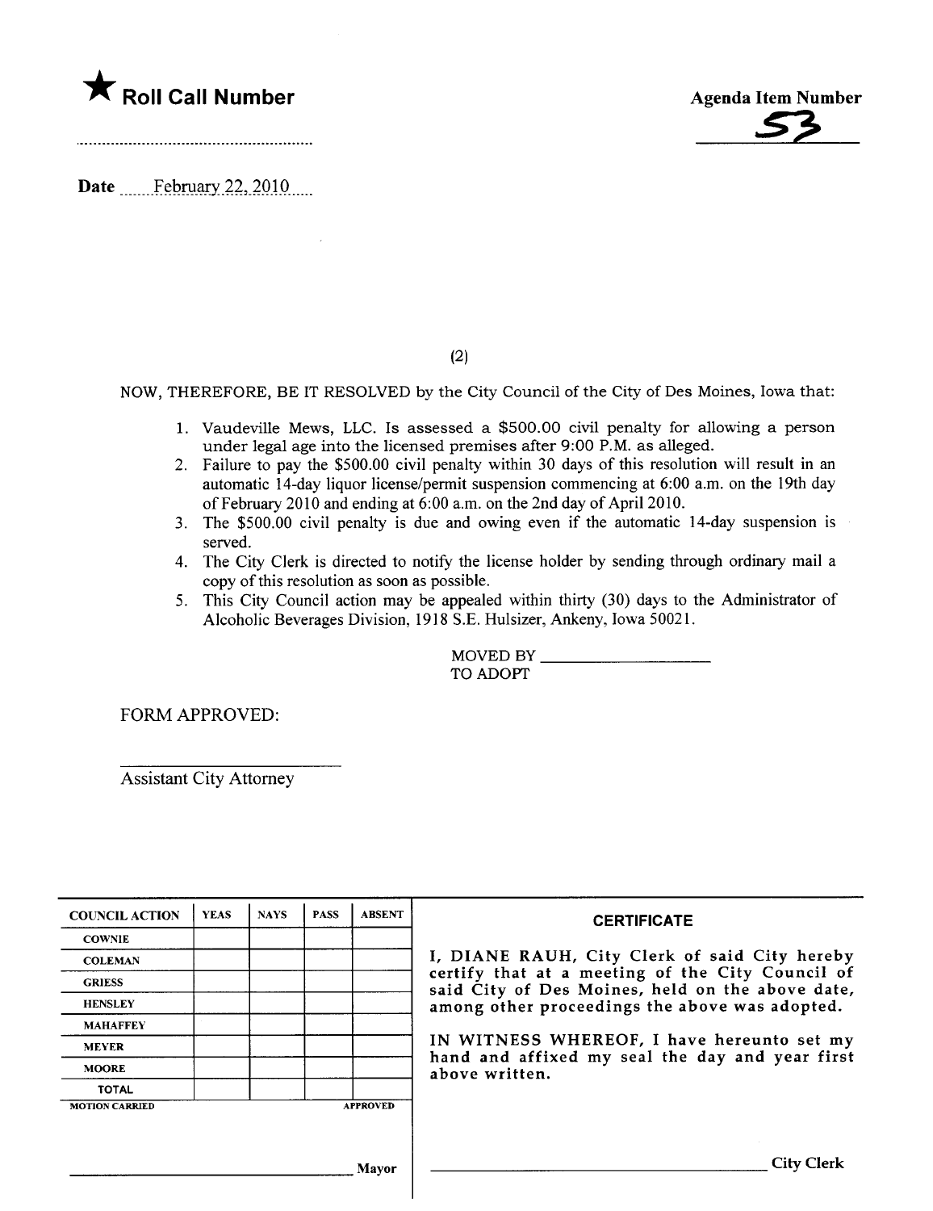★ **Roll Call Number**

..........................................................

**Agenda Item Number**

53

**Date** February 22, 2010

(2)

NOW, THEREFORE, BE IT RESOLVED by the City Council of the City of Des Moines, Iowa that:

1. Vaudeville Mews, LLC. Is assessed a $500.00 civil penalty for allowing a person under legal age into the licensed premises after 9:00 P.M. as alleged.
2. Failure to pay the $500.00 civil penalty within 30 days of this resolution will result in an automatic 14-day liquor license/permit suspension commencing at 6:00 a.m. on the 19th day of February 2010 and ending at 6:00 a.m. on the 2nd day of April 2010.
3. The $500.00 civil penalty is due and owing even if the automatic 14-day suspension is served.
4. The City Clerk is directed to notify the license holder by sending through ordinary mail a copy of this resolution as soon as possible.
5. This City Council action may be appealed within thirty (30) days to the Administrator of Alcoholic Beverages Division, 1918 S.E. Hulsizer, Ankeny, Iowa 50021.

MOVED BY ____________________
TO ADOPT

FORM APPROVED:

________________________
Assistant City Attorney

| COUNCIL ACTION | YEAS | NAYS | PASS | ABSENT |
|---|---|---|---|---|
| COWNIE | | | | |
| COLEMAN | | | | |
| GRIESS | | | | |
| HENSLEY | | | | |
| MAHAFFEY | | | | |
| MEYER | | | | |
| MOORE | | | | |
| TOTAL | | | | |

MOTION CARRIED APPROVED

________________________________ Mayor

**CERTIFICATE**

I, DIANE RAUH, City Clerk of said City hereby certify that at a meeting of the City Council of said City of Des Moines, held on the above date, among other proceedings the above was adopted.

IN WITNESS WHEREOF, I have hereunto set my hand and affixed my seal the day and year first above written.

________________________________ City Clerk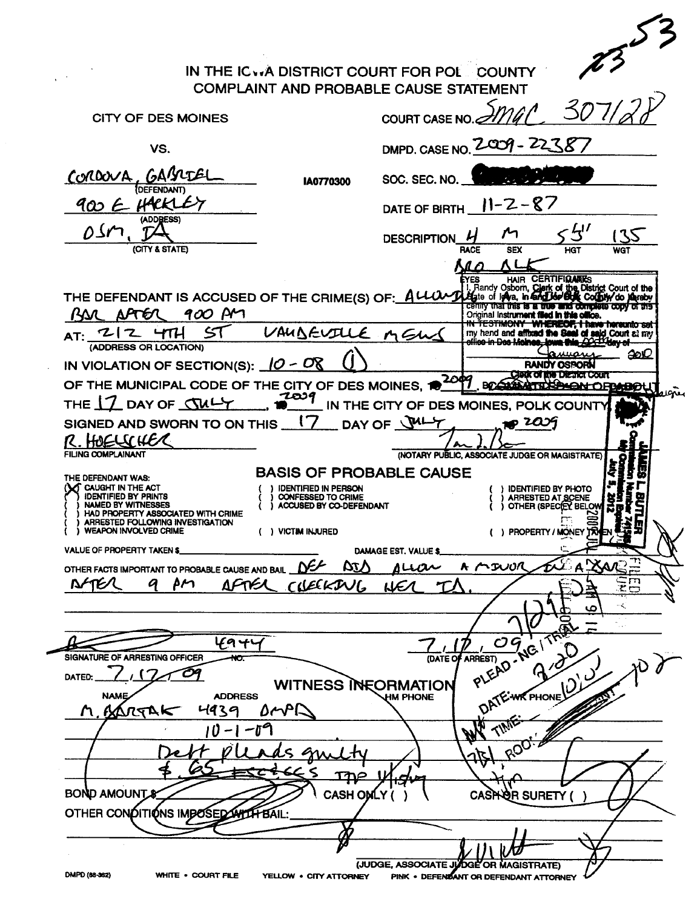# IN THE IOWA DISTRICT COURT FOR POLK COUNTY
## COMPLAINT AND PROBABLE CAUSE STATEMENT

23 53

CITY OF DES MOINES

COURT CASE NO. SMAC 307128

VS.

DMPD. CASE NO. 2009-22387

CORDOVA, GABRIEL
(DEFENDANT)

IA0770300

SOC. SEC. NO. [redacted]

900 E HACKLEY
(ADDRESS)

DATE OF BIRTH 11-2-87

DSM, IA
(CITY & STATE)

DESCRIPTION H M 5'5" 135
RACE SEX HGT WGT

BRO BLK
EYES HAIR

CERTIFICATE
I, Randy Osborn, Clerk of the District Court of the State of Iowa, in and for Polk County, do hereby certify that this is a true and complete copy of the Original instrument filed in this office.
IN TESTIMONY WHEREOF, I have hereunto set my hand and affixed the Seal of said Court at my office in Des Moines, Iowa this 20th day of January 2010
RANDY OSBORN
Clerk of the District Court

THE DEFENDANT IS ACCUSED OF THE CRIME(S) OF: ALLOW MINOR IN BAR AFTER 900 PM

AT: 212 4TH ST VAUDEVILLE MEWS
(ADDRESS OR LOCATION)

IN VIOLATION OF SECTION(S): 10-08 (1)

OF THE MUNICIPAL CODE OF THE CITY OF DES MOINES, 2009, BY COMMISSION ON OR ABOUT THE 17 DAY OF JULY, 2009 IN THE CITY OF DES MOINES, POLK COUNTY.

SIGNED AND SWORN TO ON THIS 17 DAY OF JULY 2009

R. HOELSCHER
FILING COMPLAINANT

(NOTARY PUBLIC, ASSOCIATE JUDGE OR MAGISTRATE)

JAMES L. BUTLER
Commission Number 741580
My Commission Expires
July 5, 2012

## BASIS OF PROBABLE CAUSE

THE DEFENDANT WAS:

- (X) CAUGHT IN THE ACT
- ( ) IDENTIFIED BY PRINTS
- ( ) NAMED BY WITNESSES
- ( ) HAD PROPERTY ASSOCIATED WITH CRIME
- ( ) ARRESTED FOLLOWING INVESTIGATION
- ( ) WEAPON INVOLVED CRIME
- ( ) IDENTIFIED IN PERSON
- ( ) CONFESSED TO CRIME
- ( ) ACCUSED BY CO-DEFENDANT
- ( ) VICTIM INJURED
- ( ) IDENTIFIED BY PHOTO
- ( ) ARRESTED AT SCENE
- ( ) OTHER (SPECIFY BELOW)
- ( ) PROPERTY / MONEY TAKEN

VALUE OF PROPERTY TAKEN $ ____________ DAMAGE EST. VALUE $ ____________

OTHER FACTS IMPORTANT TO PROBABLE CAUSE AND BAIL: DEF DID ALLOW A MINOR IN A BAR AFTER 9 PM AFTER CHECKING HER ID.

FILED 2009 JUL 21 AM 9:14

4944
SIGNATURE OF ARRESTING OFFICER NO.

7, 17, 09
(DATE OF ARREST)

DATED: 7, 17, 09

PLEAD NG / TRIAL
DATE: 8-20
TIME: 10:00
ROOM: 102

## WITNESS INFORMATION

| NAME | ADDRESS | HM PHONE | WK PHONE |
| --- | --- | --- | --- |
| M. BARTAK | 4939 DMPD | | |

10-1-09
Deft pleads guilty
$ 65 + costs TTP 1/1/10

BOND AMOUNT $ ____________ CASH ONLY ( ) CASH OR SURETY ( )

OTHER CONDITIONS IMPOSED WITH BAIL: ____________

(JUDGE, ASSOCIATE JUDGE OR MAGISTRATE)

DMPD (88-362) WHITE • COURT FILE YELLOW • CITY ATTORNEY PINK • DEFENDANT OR DEFENDANT ATTORNEY